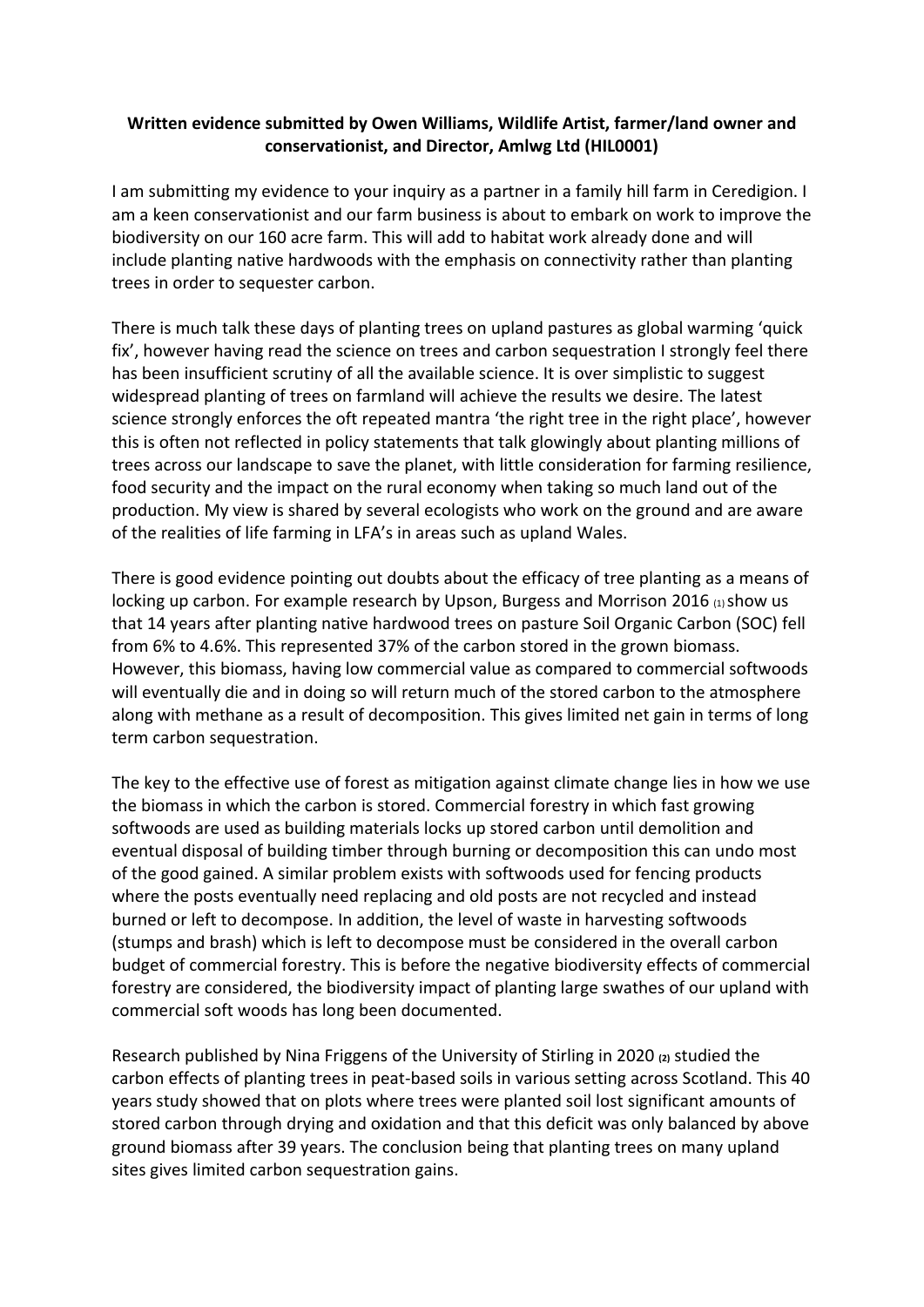**Written evidence submitted by Owen Williams, Wildlife Artist, farmer/land owner and conservationist, and Director, Amlwg Ltd (HIL0001)**

I am submitting my evidence to your inquiry as a partner in a family hill farm in Ceredigion. I am a keen conservationist and our farm business is about to embark on work to improve the biodiversity on our 160 acre farm. This will add to habitat work already done and will include planting native hardwoods with the emphasis on connectivity rather than planting trees in order to sequester carbon.

There is much talk these days of planting trees on upland pastures as global warming 'quick fix', however having read the science on trees and carbon sequestration I strongly feel there has been insufficient scrutiny of all the available science. It is over simplistic to suggest widespread planting of trees on farmland will achieve the results we desire. The latest science strongly enforces the oft repeated mantra 'the right tree in the right place', however this is often not reflected in policy statements that talk glowingly about planting millions of trees across our landscape to save the planet, with little consideration for farming resilience, food security and the impact on the rural economy when taking so much land out of the production. My view is shared by several ecologists who work on the ground and are aware of the realities of life farming in LFA's in areas such as upland Wales.

There is good evidence pointing out doubts about the efficacy of tree planting as a means of locking up carbon. For example research by Upson, Burgess and Morrison 2016 (1) show us that 14 years after planting native hardwood trees on pasture Soil Organic Carbon (SOC) fell from 6% to 4.6%. This represented 37% of the carbon stored in the grown biomass. However, this biomass, having low commercial value as compared to commercial softwoods will eventually die and in doing so will return much of the stored carbon to the atmosphere along with methane as a result of decomposition. This gives limited net gain in terms of long term carbon sequestration.

The key to the effective use of forest as mitigation against climate change lies in how we use the biomass in which the carbon is stored. Commercial forestry in which fast growing softwoods are used as building materials locks up stored carbon until demolition and eventual disposal of building timber through burning or decomposition this can undo most of the good gained. A similar problem exists with softwoods used for fencing products where the posts eventually need replacing and old posts are not recycled and instead burned or left to decompose. In addition, the level of waste in harvesting softwoods (stumps and brash) which is left to decompose must be considered in the overall carbon budget of commercial forestry. This is before the negative biodiversity effects of commercial forestry are considered, the biodiversity impact of planting large swathes of our upland with commercial soft woods has long been documented.

Research published by Nina Friggens of the University of Stirling in 2020 **(2)** studied the carbon effects of planting trees in peat-based soils in various setting across Scotland. This 40 years study showed that on plots where trees were planted soil lost significant amounts of stored carbon through drying and oxidation and that this deficit was only balanced by above ground biomass after 39 years. The conclusion being that planting trees on many upland sites gives limited carbon sequestration gains.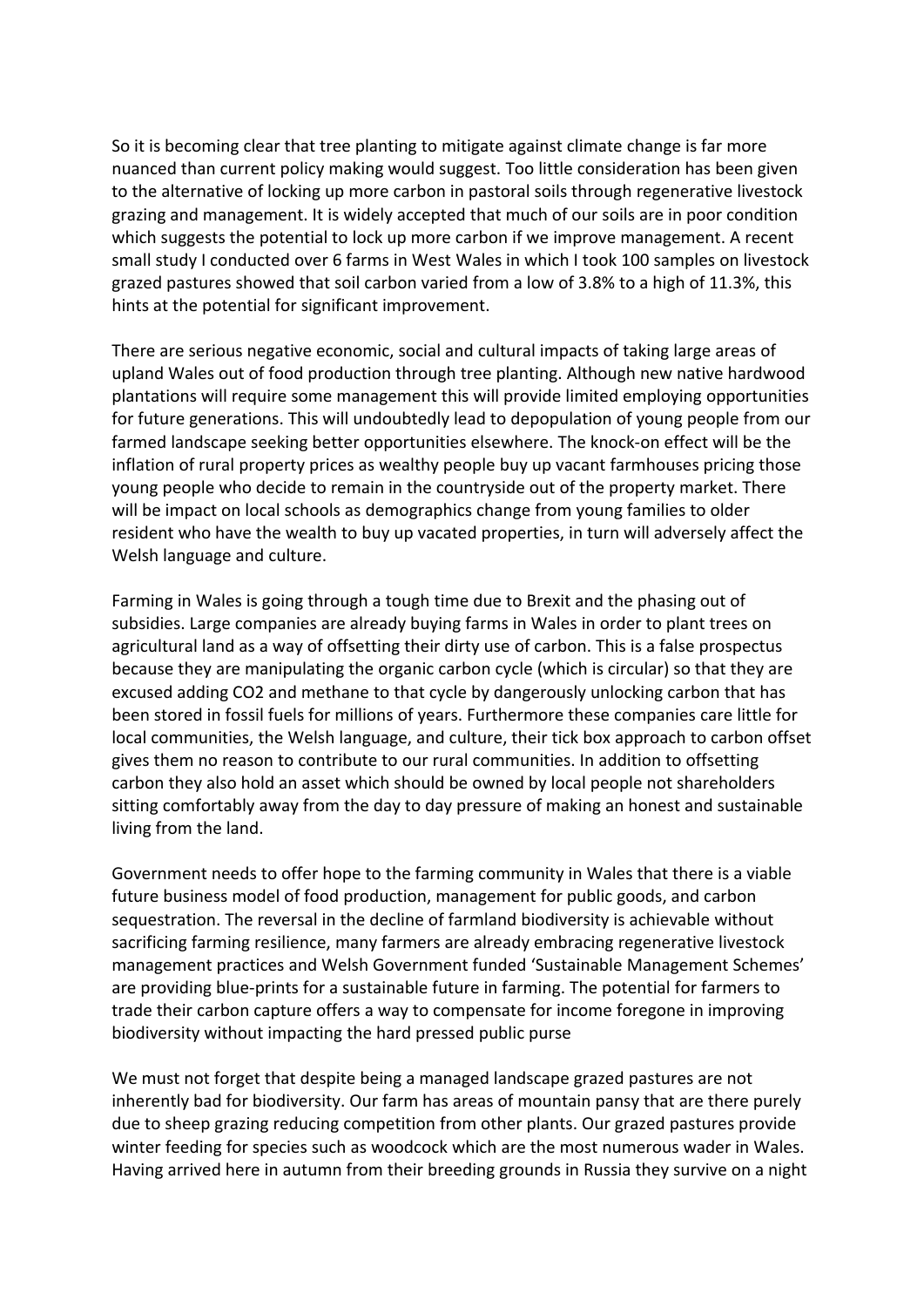So it is becoming clear that tree planting to mitigate against climate change is far more nuanced than current policy making would suggest. Too little consideration has been given to the alternative of locking up more carbon in pastoral soils through regenerative livestock grazing and management. It is widely accepted that much of our soils are in poor condition which suggests the potential to lock up more carbon if we improve management. A recent small study I conducted over 6 farms in West Wales in which I took 100 samples on livestock grazed pastures showed that soil carbon varied from a low of 3.8% to a high of 11.3%, this hints at the potential for significant improvement.

There are serious negative economic, social and cultural impacts of taking large areas of upland Wales out of food production through tree planting. Although new native hardwood plantations will require some management this will provide limited employing opportunities for future generations. This will undoubtedly lead to depopulation of young people from our farmed landscape seeking better opportunities elsewhere. The knock-on effect will be the inflation of rural property prices as wealthy people buy up vacant farmhouses pricing those young people who decide to remain in the countryside out of the property market. There will be impact on local schools as demographics change from young families to older resident who have the wealth to buy up vacated properties, in turn will adversely affect the Welsh language and culture.

Farming in Wales is going through a tough time due to Brexit and the phasing out of subsidies. Large companies are already buying farms in Wales in order to plant trees on agricultural land as a way of offsetting their dirty use of carbon. This is a false prospectus because they are manipulating the organic carbon cycle (which is circular) so that they are excused adding $CO_2$ and methane to that cycle by dangerously unlocking carbon that has been stored in fossil fuels for millions of years. Furthermore these companies care little for local communities, the Welsh language, and culture, their tick box approach to carbon offset gives them no reason to contribute to our rural communities. In addition to offsetting carbon they also hold an asset which should be owned by local people not shareholders sitting comfortably away from the day to day pressure of making an honest and sustainable living from the land.

Government needs to offer hope to the farming community in Wales that there is a viable future business model of food production, management for public goods, and carbon sequestration. The reversal in the decline of farmland biodiversity is achievable without sacrificing farming resilience, many farmers are already embracing regenerative livestock management practices and Welsh Government funded 'Sustainable Management Schemes' are providing blue-prints for a sustainable future in farming. The potential for farmers to trade their carbon capture offers a way to compensate for income foregone in improving biodiversity without impacting the hard pressed public purse

We must not forget that despite being a managed landscape grazed pastures are not inherently bad for biodiversity. Our farm has areas of mountain pansy that are there purely due to sheep grazing reducing competition from other plants. Our grazed pastures provide winter feeding for species such as woodcock which are the most numerous wader in Wales. Having arrived here in autumn from their breeding grounds in Russia they survive on a night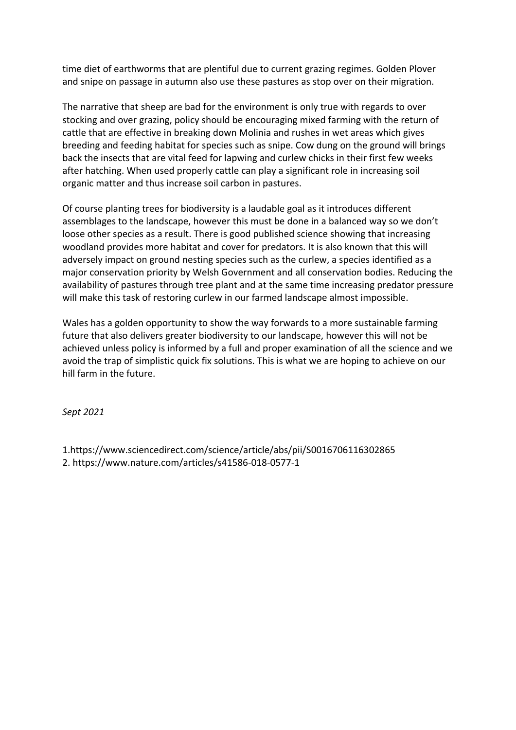time diet of earthworms that are plentiful due to current grazing regimes. Golden Plover and snipe on passage in autumn also use these pastures as stop over on their migration.

The narrative that sheep are bad for the environment is only true with regards to over stocking and over grazing, policy should be encouraging mixed farming with the return of cattle that are effective in breaking down Molinia and rushes in wet areas which gives breeding and feeding habitat for species such as snipe. Cow dung on the ground will brings back the insects that are vital feed for lapwing and curlew chicks in their first few weeks after hatching. When used properly cattle can play a significant role in increasing soil organic matter and thus increase soil carbon in pastures.

Of course planting trees for biodiversity is a laudable goal as it introduces different assemblages to the landscape, however this must be done in a balanced way so we don't loose other species as a result. There is good published science showing that increasing woodland provides more habitat and cover for predators. It is also known that this will adversely impact on ground nesting species such as the curlew, a species identified as a major conservation priority by Welsh Government and all conservation bodies. Reducing the availability of pastures through tree plant and at the same time increasing predator pressure will make this task of restoring curlew in our farmed landscape almost impossible.

Wales has a golden opportunity to show the way forwards to a more sustainable farming future that also delivers greater biodiversity to our landscape, however this will not be achieved unless policy is informed by a full and proper examination of all the science and we avoid the trap of simplistic quick fix solutions. This is what we are hoping to achieve on our hill farm in the future.

*Sept 2021*

1.https://www.sciencedirect.com/science/article/abs/pii/S0016706116302865
2. https://www.nature.com/articles/s41586-018-0577-1